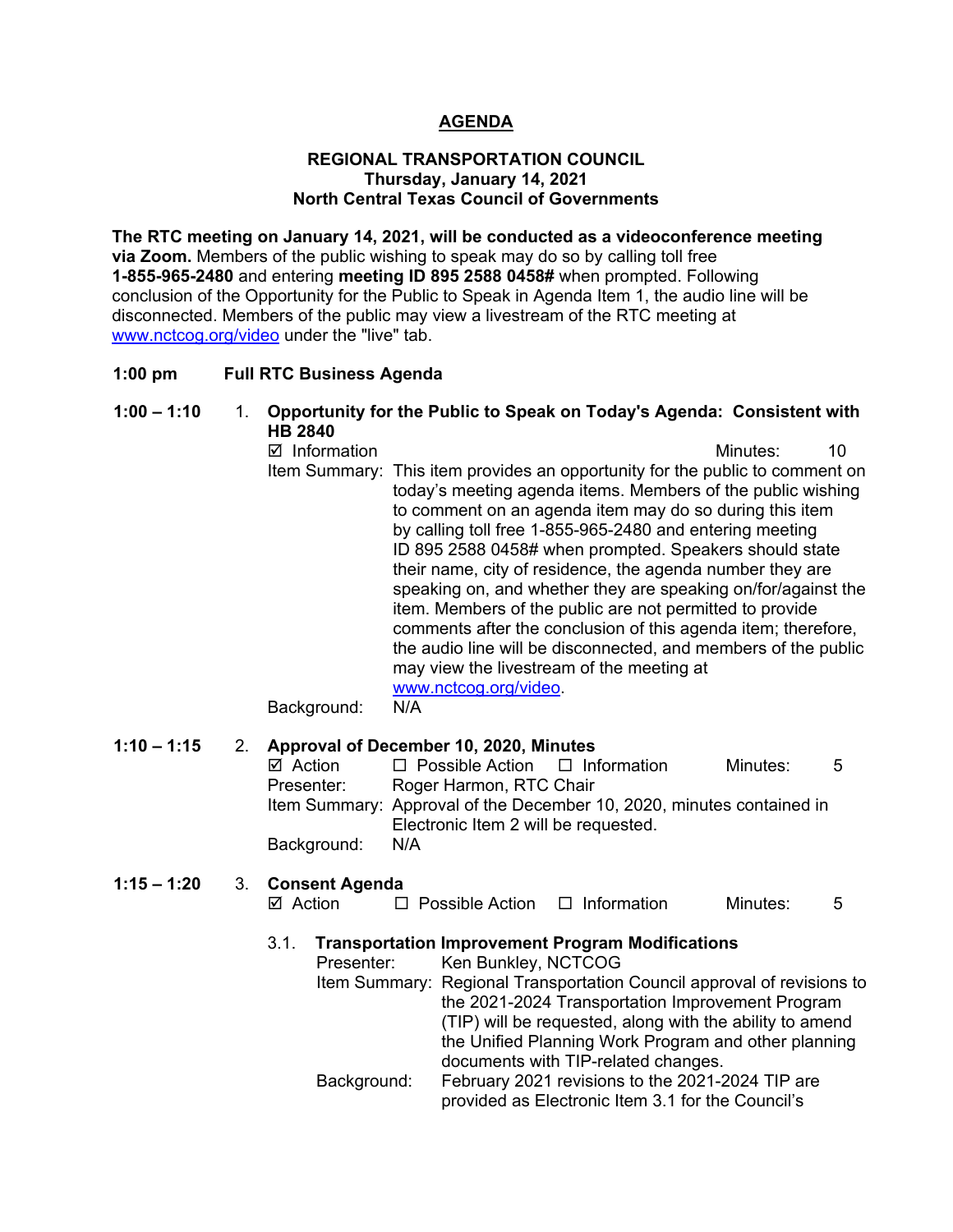# AGENDA

**REGIONAL TRANSPORTATION COUNCIL**
**Thursday, January 14, 2021**
**North Central Texas Council of Governments**

**The RTC meeting on January 14, 2021, will be conducted as a videoconference meeting via Zoom.** Members of the public wishing to speak may do so by calling toll free **1-855-965-2480** and entering **meeting ID 895 2588 0458#** when prompted. Following conclusion of the Opportunity for the Public to Speak in Agenda Item 1, the audio line will be disconnected. Members of the public may view a livestream of the RTC meeting at www.nctcog.org/video under the "live" tab.

**1:00 pm Full RTC Business Agenda**

**1:00 – 1:10 1. Opportunity for the Public to Speak on Today's Agenda: Consistent with HB 2840**

☑ Information Minutes: 10

Item Summary: This item provides an opportunity for the public to comment on today's meeting agenda items. Members of the public wishing to comment on an agenda item may do so during this item by calling toll free 1-855-965-2480 and entering meeting ID 895 2588 0458# when prompted. Speakers should state their name, city of residence, the agenda number they are speaking on, and whether they are speaking on/for/against the item. Members of the public are not permitted to provide comments after the conclusion of this agenda item; therefore, the audio line will be disconnected, and members of the public may view the livestream of the meeting at www.nctcog.org/video.

Background: N/A

**1:10 – 1:15 2. Approval of December 10, 2020, Minutes**

☑ Action ☐ Possible Action ☐ Information Minutes: 5

Presenter: Roger Harmon, RTC Chair

Item Summary: Approval of the December 10, 2020, minutes contained in Electronic Item 2 will be requested.

Background: N/A

**1:15 – 1:20 3. Consent Agenda**

☑ Action ☐ Possible Action ☐ Information Minutes: 5

**3.1. Transportation Improvement Program Modifications**

Presenter: Ken Bunkley, NCTCOG

Item Summary: Regional Transportation Council approval of revisions to the 2021-2024 Transportation Improvement Program (TIP) will be requested, along with the ability to amend the Unified Planning Work Program and other planning documents with TIP-related changes.

Background: February 2021 revisions to the 2021-2024 TIP are provided as Electronic Item 3.1 for the Council's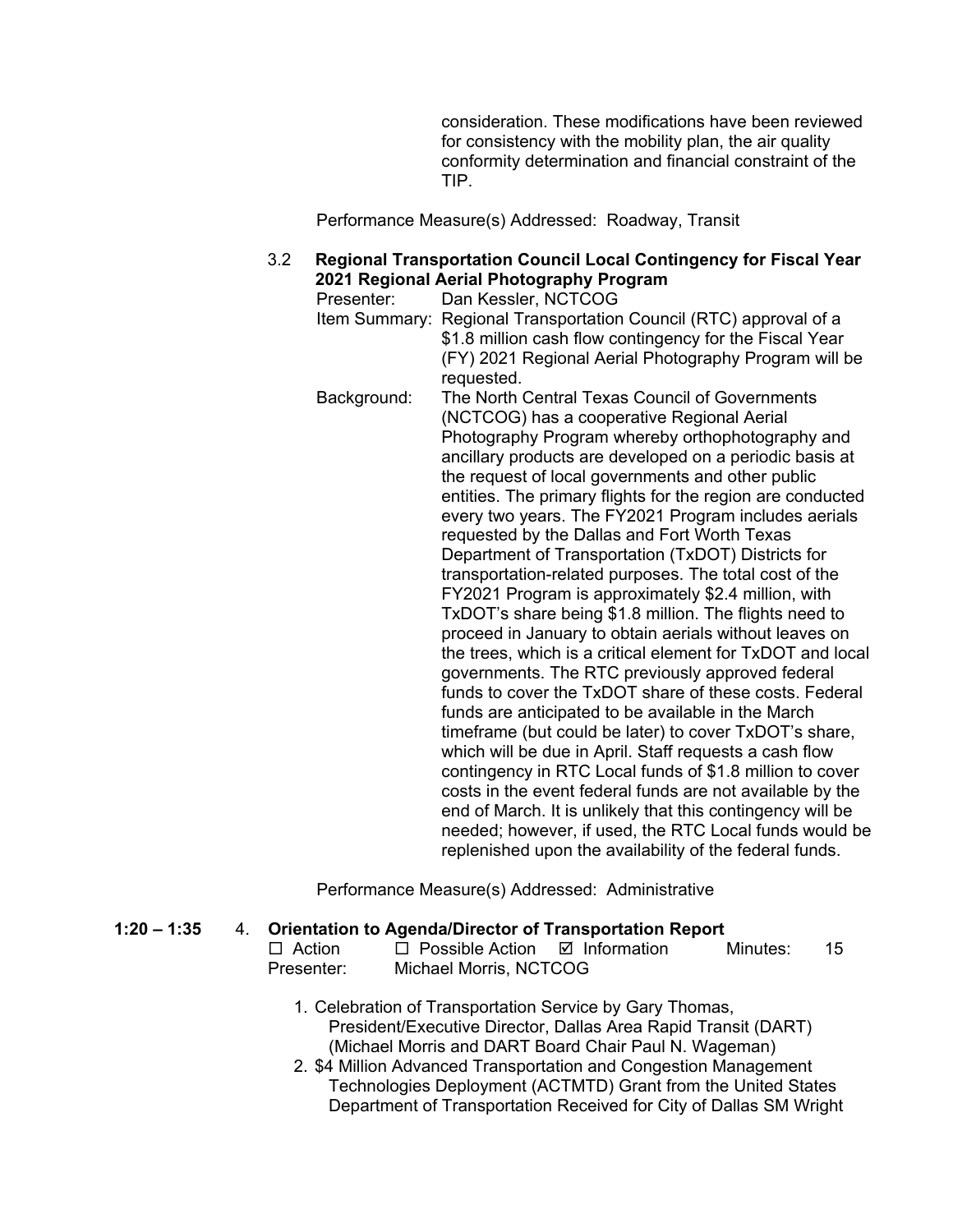consideration. These modifications have been reviewed for consistency with the mobility plan, the air quality conformity determination and financial constraint of the TIP.

Performance Measure(s) Addressed: Roadway, Transit

3.2 **Regional Transportation Council Local Contingency for Fiscal Year 2021 Regional Aerial Photography Program**

Presenter: Dan Kessler, NCTCOG

Item Summary: Regional Transportation Council (RTC) approval of a $1.8 million cash flow contingency for the Fiscal Year (FY) 2021 Regional Aerial Photography Program will be requested.

Background: The North Central Texas Council of Governments (NCTCOG) has a cooperative Regional Aerial Photography Program whereby orthophotography and ancillary products are developed on a periodic basis at the request of local governments and other public entities. The primary flights for the region are conducted every two years. The FY2021 Program includes aerials requested by the Dallas and Fort Worth Texas Department of Transportation (TxDOT) Districts for transportation-related purposes. The total cost of the FY2021 Program is approximately $2.4 million, with TxDOT's share being $1.8 million. The flights need to proceed in January to obtain aerials without leaves on the trees, which is a critical element for TxDOT and local governments. The RTC previously approved federal funds to cover the TxDOT share of these costs. Federal funds are anticipated to be available in the March timeframe (but could be later) to cover TxDOT's share, which will be due in April. Staff requests a cash flow contingency in RTC Local funds of $1.8 million to cover costs in the event federal funds are not available by the end of March. It is unlikely that this contingency will be needed; however, if used, the RTC Local funds would be replenished upon the availability of the federal funds.

Performance Measure(s) Addressed: Administrative

**1:20 – 1:35** 4. **Orientation to Agenda/Director of Transportation Report**

☐ Action ☐ Possible Action ☑ Information Minutes: 15

Presenter: Michael Morris, NCTCOG

1. Celebration of Transportation Service by Gary Thomas, President/Executive Director, Dallas Area Rapid Transit (DART) (Michael Morris and DART Board Chair Paul N. Wageman)
2. $4 Million Advanced Transportation and Congestion Management Technologies Deployment (ACTMTD) Grant from the United States Department of Transportation Received for City of Dallas SM Wright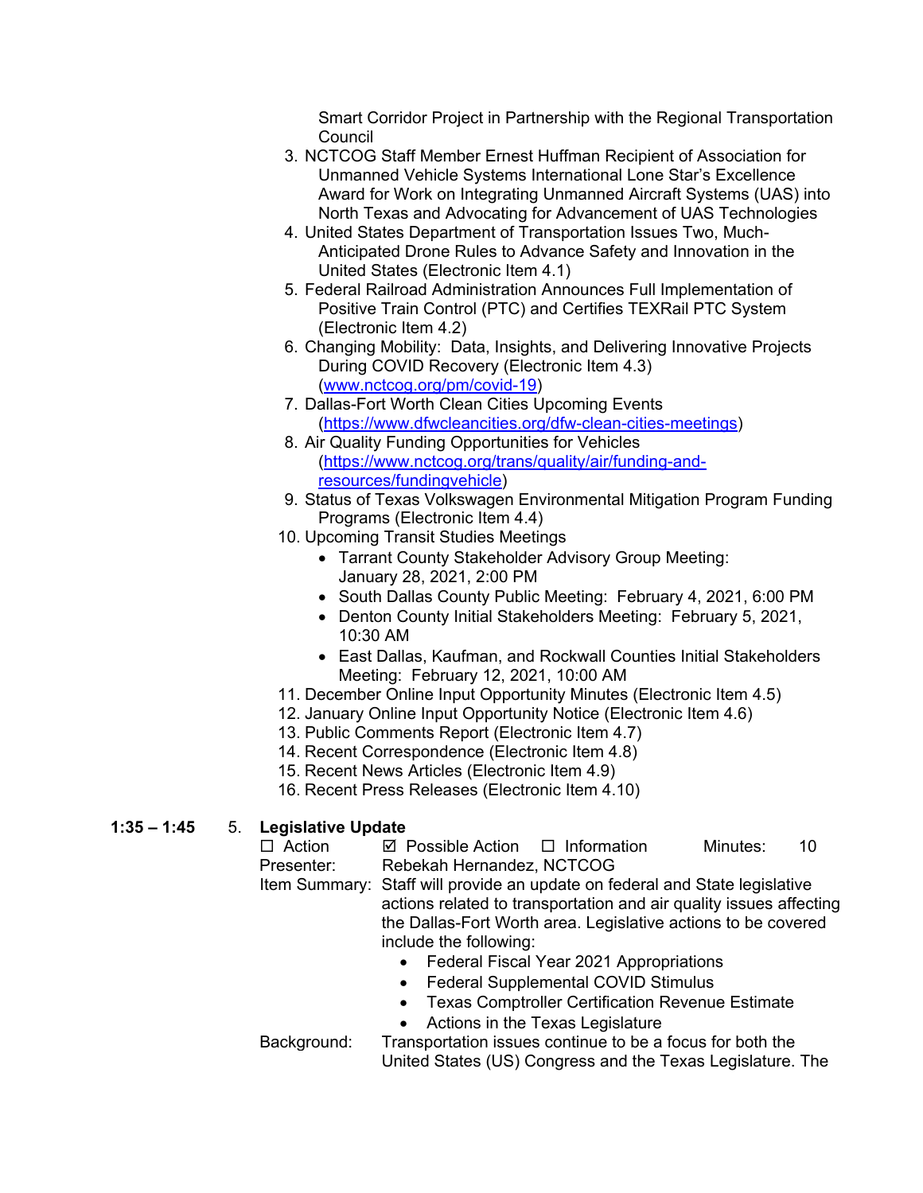Smart Corridor Project in Partnership with the Regional Transportation Council

3. NCTCOG Staff Member Ernest Huffman Recipient of Association for Unmanned Vehicle Systems International Lone Star's Excellence Award for Work on Integrating Unmanned Aircraft Systems (UAS) into North Texas and Advocating for Advancement of UAS Technologies
4. United States Department of Transportation Issues Two, Much-Anticipated Drone Rules to Advance Safety and Innovation in the United States (Electronic Item 4.1)
5. Federal Railroad Administration Announces Full Implementation of Positive Train Control (PTC) and Certifies TEXRail PTC System (Electronic Item 4.2)
6. Changing Mobility: Data, Insights, and Delivering Innovative Projects During COVID Recovery (Electronic Item 4.3) (www.nctcog.org/pm/covid-19)
7. Dallas-Fort Worth Clean Cities Upcoming Events (https://www.dfwcleancities.org/dfw-clean-cities-meetings)
8. Air Quality Funding Opportunities for Vehicles (https://www.nctcog.org/trans/quality/air/funding-and-resources/fundingvehicle)
9. Status of Texas Volkswagen Environmental Mitigation Program Funding Programs (Electronic Item 4.4)
10. Upcoming Transit Studies Meetings
    - Tarrant County Stakeholder Advisory Group Meeting: January 28, 2021, 2:00 PM
    - South Dallas County Public Meeting: February 4, 2021, 6:00 PM
    - Denton County Initial Stakeholders Meeting: February 5, 2021, 10:30 AM
    - East Dallas, Kaufman, and Rockwall Counties Initial Stakeholders Meeting: February 12, 2021, 10:00 AM
11. December Online Input Opportunity Minutes (Electronic Item 4.5)
12. January Online Input Opportunity Notice (Electronic Item 4.6)
13. Public Comments Report (Electronic Item 4.7)
14. Recent Correspondence (Electronic Item 4.8)
15. Recent News Articles (Electronic Item 4.9)
16. Recent Press Releases (Electronic Item 4.10)

**1:35 – 1:45** 5. **Legislative Update**

☐ Action ☑ Possible Action ☐ Information Minutes: 10

Presenter: Rebekah Hernandez, NCTCOG

Item Summary: Staff will provide an update on federal and State legislative actions related to transportation and air quality issues affecting the Dallas-Fort Worth area. Legislative actions to be covered include the following:

- Federal Fiscal Year 2021 Appropriations
- Federal Supplemental COVID Stimulus
- Texas Comptroller Certification Revenue Estimate
- Actions in the Texas Legislature

Background: Transportation issues continue to be a focus for both the United States (US) Congress and the Texas Legislature. The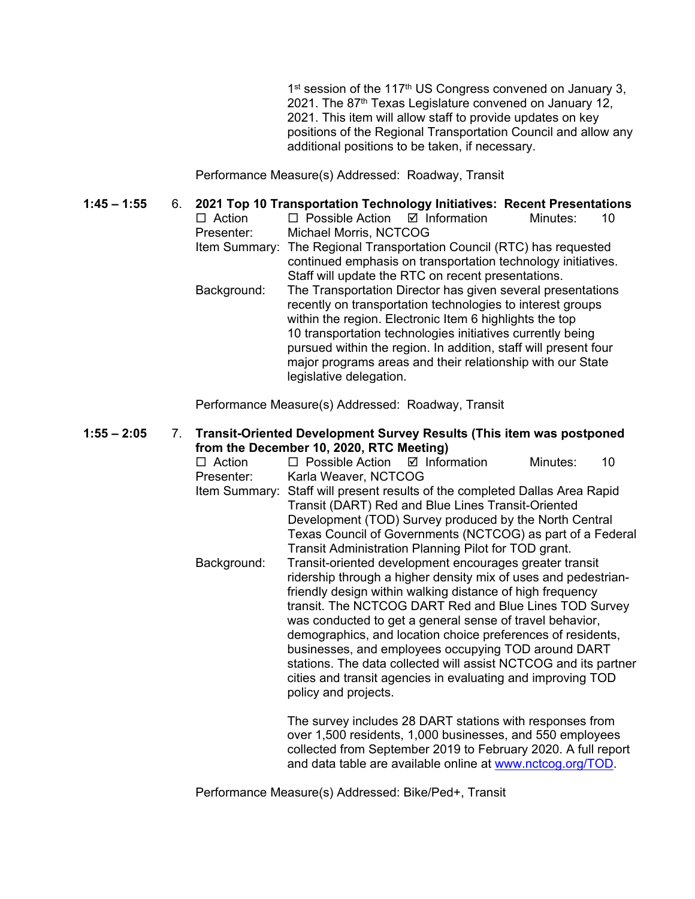1st session of the 117th US Congress convened on January 3, 2021. The 87th Texas Legislature convened on January 12, 2021. This item will allow staff to provide updates on key positions of the Regional Transportation Council and allow any additional positions to be taken, if necessary.

Performance Measure(s) Addressed: Roadway, Transit

**1:45 – 1:55** 6. **2021 Top 10 Transportation Technology Initiatives: Recent Presentations**

☐ Action ☐ Possible Action ☑ Information Minutes: 10

Presenter: Michael Morris, NCTCOG

Item Summary: The Regional Transportation Council (RTC) has requested continued emphasis on transportation technology initiatives. Staff will update the RTC on recent presentations.

Background: The Transportation Director has given several presentations recently on transportation technologies to interest groups within the region. Electronic Item 6 highlights the top 10 transportation technologies initiatives currently being pursued within the region. In addition, staff will present four major programs areas and their relationship with our State legislative delegation.

Performance Measure(s) Addressed: Roadway, Transit

**1:55 – 2:05** 7. **Transit-Oriented Development Survey Results (This item was postponed from the December 10, 2020, RTC Meeting)**

☐ Action ☐ Possible Action ☑ Information Minutes: 10

Presenter: Karla Weaver, NCTCOG

Item Summary: Staff will present results of the completed Dallas Area Rapid Transit (DART) Red and Blue Lines Transit-Oriented Development (TOD) Survey produced by the North Central Texas Council of Governments (NCTCOG) as part of a Federal Transit Administration Planning Pilot for TOD grant.

Background: Transit-oriented development encourages greater transit ridership through a higher density mix of uses and pedestrian-friendly design within walking distance of high frequency transit. The NCTCOG DART Red and Blue Lines TOD Survey was conducted to get a general sense of travel behavior, demographics, and location choice preferences of residents, businesses, and employees occupying TOD around DART stations. The data collected will assist NCTCOG and its partner cities and transit agencies in evaluating and improving TOD policy and projects.

The survey includes 28 DART stations with responses from over 1,500 residents, 1,000 businesses, and 550 employees collected from September 2019 to February 2020. A full report and data table are available online at [www.nctcog.org/TOD](http://www.nctcog.org/TOD).

Performance Measure(s) Addressed: Bike/Ped+, Transit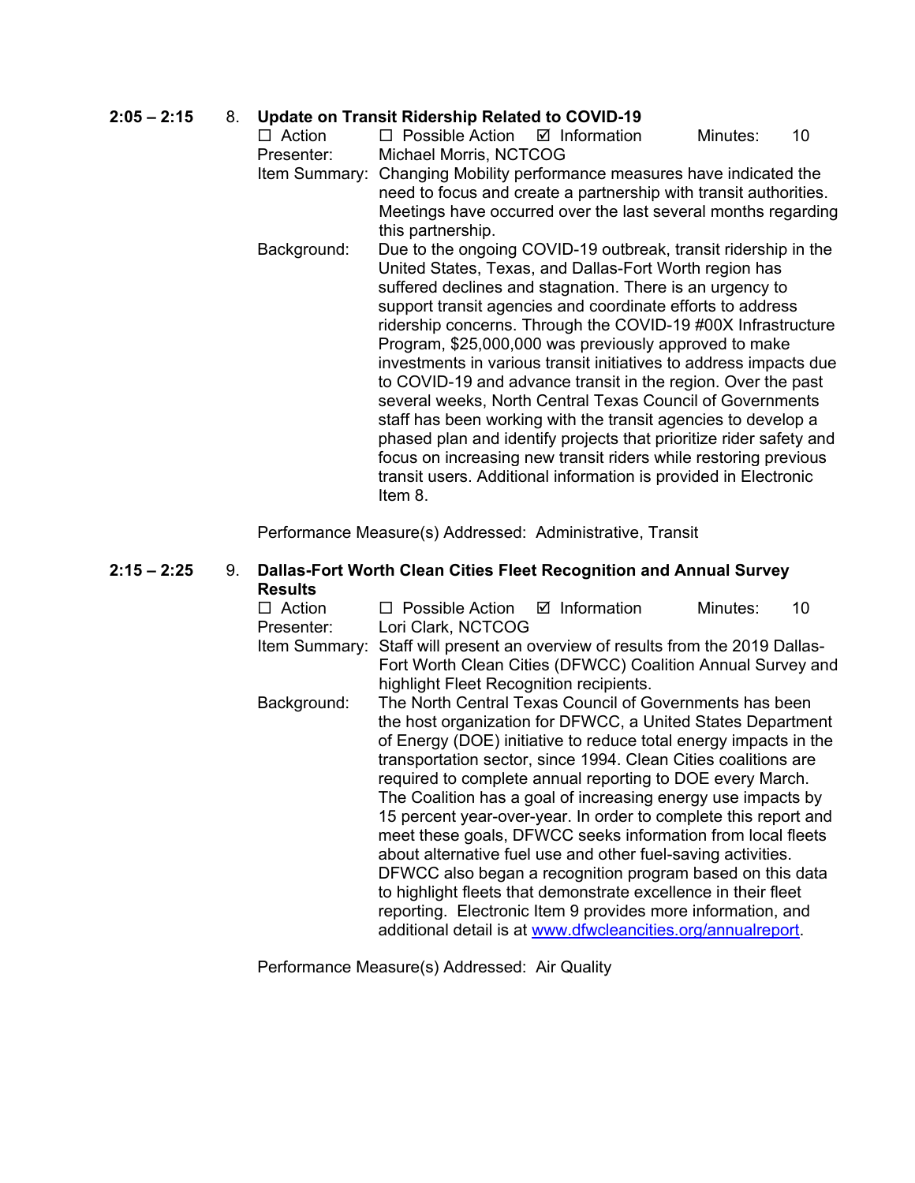**2:05 – 2:15** 8. **Update on Transit Ridership Related to COVID-19**

☐ Action ☐ Possible Action ☑ Information Minutes: 10

Presenter: Michael Morris, NCTCOG

Item Summary: Changing Mobility performance measures have indicated the need to focus and create a partnership with transit authorities. Meetings have occurred over the last several months regarding this partnership.

Background: Due to the ongoing COVID-19 outbreak, transit ridership in the United States, Texas, and Dallas-Fort Worth region has suffered declines and stagnation. There is an urgency to support transit agencies and coordinate efforts to address ridership concerns. Through the COVID-19 #00X Infrastructure Program, $25,000,000 was previously approved to make investments in various transit initiatives to address impacts due to COVID-19 and advance transit in the region. Over the past several weeks, North Central Texas Council of Governments staff has been working with the transit agencies to develop a phased plan and identify projects that prioritize rider safety and focus on increasing new transit riders while restoring previous transit users. Additional information is provided in Electronic Item 8.

Performance Measure(s) Addressed: Administrative, Transit

**2:15 – 2:25** 9. **Dallas-Fort Worth Clean Cities Fleet Recognition and Annual Survey Results**

☐ Action ☐ Possible Action ☑ Information Minutes: 10

Presenter: Lori Clark, NCTCOG

Item Summary: Staff will present an overview of results from the 2019 Dallas-Fort Worth Clean Cities (DFWCC) Coalition Annual Survey and highlight Fleet Recognition recipients.

Background: The North Central Texas Council of Governments has been the host organization for DFWCC, a United States Department of Energy (DOE) initiative to reduce total energy impacts in the transportation sector, since 1994. Clean Cities coalitions are required to complete annual reporting to DOE every March. The Coalition has a goal of increasing energy use impacts by 15 percent year-over-year. In order to complete this report and meet these goals, DFWCC seeks information from local fleets about alternative fuel use and other fuel-saving activities. DFWCC also began a recognition program based on this data to highlight fleets that demonstrate excellence in their fleet reporting. Electronic Item 9 provides more information, and additional detail is at [www.dfwcleancities.org/annualreport](www.dfwcleancities.org/annualreport).

Performance Measure(s) Addressed: Air Quality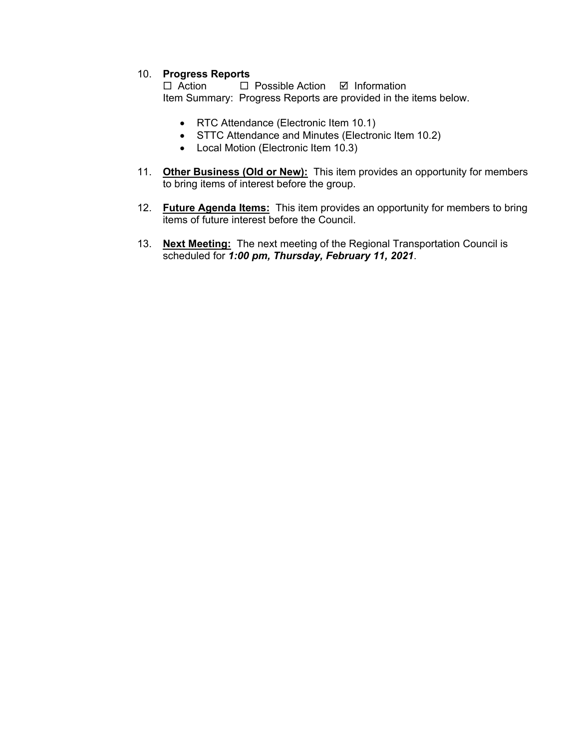10. **Progress Reports**
☐ Action ☐ Possible Action ☑ Information
Item Summary: Progress Reports are provided in the items below.

    - RTC Attendance (Electronic Item 10.1)
    - STTC Attendance and Minutes (Electronic Item 10.2)
    - Local Motion (Electronic Item 10.3)

11. **Other Business (Old or New):** This item provides an opportunity for members to bring items of interest before the group.

12. **Future Agenda Items:** This item provides an opportunity for members to bring items of future interest before the Council.

13. **Next Meeting:** The next meeting of the Regional Transportation Council is scheduled for ***1:00 pm, Thursday, February 11, 2021***.